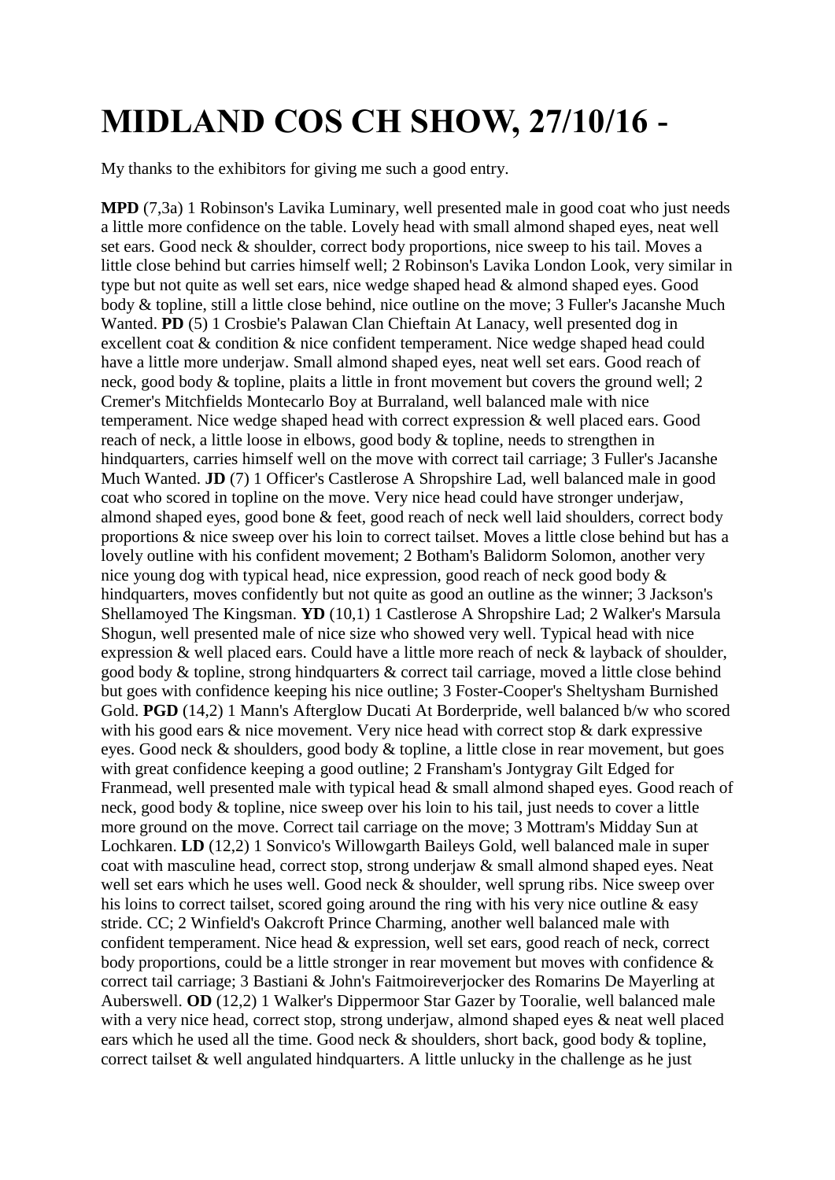# MIDLAND COS CH SHOW, 27/10/16 -

My thanks to the exhibitors for giving me such a good entry.

**MPD** (7,3a) 1 Robinson's Lavika Luminary, well presented male in good coat who just needs a little more confidence on the table. Lovely head with small almond shaped eyes, neat well set ears. Good neck & shoulder, correct body proportions, nice sweep to his tail. Moves a little close behind but carries himself well; 2 Robinson's Lavika London Look, very similar in type but not quite as well set ears, nice wedge shaped head & almond shaped eyes. Good body & topline, still a little close behind, nice outline on the move; 3 Fuller's Jacanshe Much Wanted. **PD** (5) 1 Crosbie's Palawan Clan Chieftain At Lanacy, well presented dog in excellent coat & condition & nice confident temperament. Nice wedge shaped head could have a little more underjaw. Small almond shaped eyes, neat well set ears. Good reach of neck, good body & topline, plaits a little in front movement but covers the ground well; 2 Cremer's Mitchfields Montecarlo Boy at Burraland, well balanced male with nice temperament. Nice wedge shaped head with correct expression & well placed ears. Good reach of neck, a little loose in elbows, good body & topline, needs to strengthen in hindquarters, carries himself well on the move with correct tail carriage; 3 Fuller's Jacanshe Much Wanted. **JD** (7) 1 Officer's Castlerose A Shropshire Lad, well balanced male in good coat who scored in topline on the move. Very nice head could have stronger underjaw, almond shaped eyes, good bone & feet, good reach of neck well laid shoulders, correct body proportions & nice sweep over his loin to correct tailset. Moves a little close behind but has a lovely outline with his confident movement; 2 Botham's Balidorm Solomon, another very nice young dog with typical head, nice expression, good reach of neck good body & hindquarters, moves confidently but not quite as good an outline as the winner; 3 Jackson's Shellamoyed The Kingsman. **YD** (10,1) 1 Castlerose A Shropshire Lad; 2 Walker's Marsula Shogun, well presented male of nice size who showed very well. Typical head with nice expression & well placed ears. Could have a little more reach of neck & layback of shoulder, good body & topline, strong hindquarters & correct tail carriage, moved a little close behind but goes with confidence keeping his nice outline; 3 Foster-Cooper's Sheltysham Burnished Gold. **PGD** (14,2) 1 Mann's Afterglow Ducati At Borderpride, well balanced b/w who scored with his good ears & nice movement. Very nice head with correct stop & dark expressive eyes. Good neck & shoulders, good body & topline, a little close in rear movement, but goes with great confidence keeping a good outline; 2 Fransham's Jontygray Gilt Edged for Franmead, well presented male with typical head & small almond shaped eyes. Good reach of neck, good body & topline, nice sweep over his loin to his tail, just needs to cover a little more ground on the move. Correct tail carriage on the move; 3 Mottram's Midday Sun at Lochkaren. **LD** (12,2) 1 Sonvico's Willowgarth Baileys Gold, well balanced male in super coat with masculine head, correct stop, strong underjaw & small almond shaped eyes. Neat well set ears which he uses well. Good neck & shoulder, well sprung ribs. Nice sweep over his loins to correct tailset, scored going around the ring with his very nice outline & easy stride. CC; 2 Winfield's Oakcroft Prince Charming, another well balanced male with confident temperament. Nice head & expression, well set ears, good reach of neck, correct body proportions, could be a little stronger in rear movement but moves with confidence & correct tail carriage; 3 Bastiani & John's Faitmoireverjocker des Romarins De Mayerling at Auberswell. **OD** (12,2) 1 Walker's Dippermoor Star Gazer by Tooralie, well balanced male with a very nice head, correct stop, strong underjaw, almond shaped eyes & neat well placed ears which he used all the time. Good neck & shoulders, short back, good body & topline, correct tailset & well angulated hindquarters. A little unlucky in the challenge as he just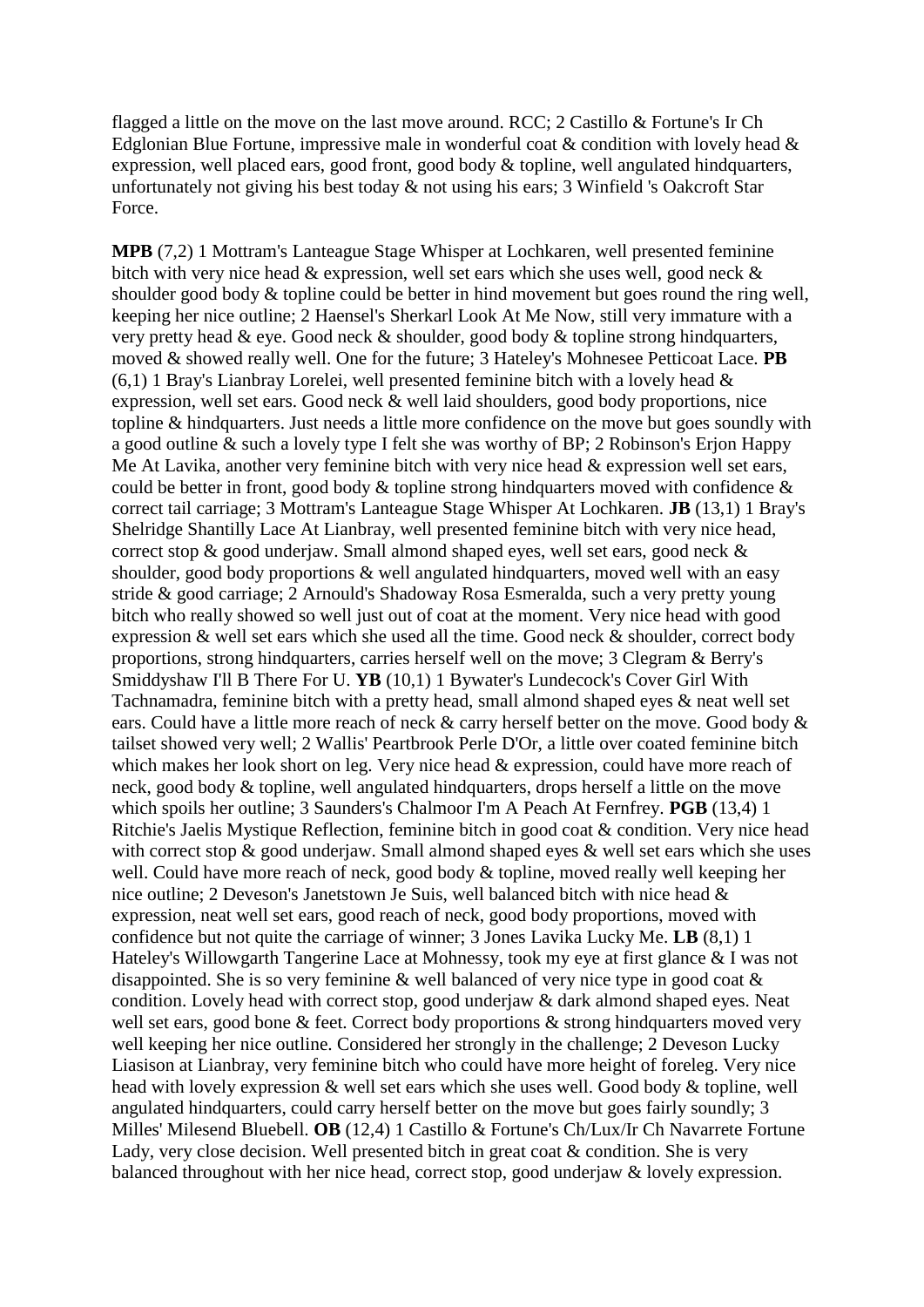flagged a little on the move on the last move around. RCC; 2 Castillo & Fortune's Ir Ch Edglonian Blue Fortune, impressive male in wonderful coat & condition with lovely head & expression, well placed ears, good front, good body & topline, well angulated hindquarters, unfortunately not giving his best today & not using his ears; 3 Winfield 's Oakcroft Star Force.

**MPB** (7,2) 1 Mottram's Lanteague Stage Whisper at Lochkaren, well presented feminine bitch with very nice head & expression, well set ears which she uses well, good neck & shoulder good body & topline could be better in hind movement but goes round the ring well, keeping her nice outline; 2 Haensel's Sherkarl Look At Me Now, still very immature with a very pretty head & eye. Good neck & shoulder, good body & topline strong hindquarters, moved & showed really well. One for the future; 3 Hateley's Mohnesee Petticoat Lace. **PB** (6,1) 1 Bray's Lianbray Lorelei, well presented feminine bitch with a lovely head & expression, well set ears. Good neck & well laid shoulders, good body proportions, nice topline & hindquarters. Just needs a little more confidence on the move but goes soundly with a good outline & such a lovely type I felt she was worthy of BP; 2 Robinson's Erjon Happy Me At Lavika, another very feminine bitch with very nice head & expression well set ears, could be better in front, good body & topline strong hindquarters moved with confidence & correct tail carriage; 3 Mottram's Lanteague Stage Whisper At Lochkaren. **JB** (13,1) 1 Bray's Shelridge Shantilly Lace At Lianbray, well presented feminine bitch with very nice head, correct stop & good underjaw. Small almond shaped eyes, well set ears, good neck & shoulder, good body proportions & well angulated hindquarters, moved well with an easy stride & good carriage; 2 Arnould's Shadoway Rosa Esmeralda, such a very pretty young bitch who really showed so well just out of coat at the moment. Very nice head with good expression & well set ears which she used all the time. Good neck & shoulder, correct body proportions, strong hindquarters, carries herself well on the move; 3 Clegram & Berry's Smiddyshaw I'll B There For U. **YB** (10,1) 1 Bywater's Lundecock's Cover Girl With Tachnamadra, feminine bitch with a pretty head, small almond shaped eyes & neat well set ears. Could have a little more reach of neck & carry herself better on the move. Good body & tailset showed very well; 2 Wallis' Peartbrook Perle D'Or, a little over coated feminine bitch which makes her look short on leg. Very nice head & expression, could have more reach of neck, good body & topline, well angulated hindquarters, drops herself a little on the move which spoils her outline; 3 Saunders's Chalmoor I'm A Peach At Fernfrey. **PGB** (13,4) 1 Ritchie's Jaelis Mystique Reflection, feminine bitch in good coat & condition. Very nice head with correct stop & good underjaw. Small almond shaped eyes & well set ears which she uses well. Could have more reach of neck, good body & topline, moved really well keeping her nice outline; 2 Deveson's Janetstown Je Suis, well balanced bitch with nice head & expression, neat well set ears, good reach of neck, good body proportions, moved with confidence but not quite the carriage of winner; 3 Jones Lavika Lucky Me. **LB** (8,1) 1 Hateley's Willowgarth Tangerine Lace at Mohnessy, took my eye at first glance & I was not disappointed. She is so very feminine & well balanced of very nice type in good coat & condition. Lovely head with correct stop, good underjaw & dark almond shaped eyes. Neat well set ears, good bone & feet. Correct body proportions & strong hindquarters moved very well keeping her nice outline. Considered her strongly in the challenge; 2 Deveson Lucky Liasison at Lianbray, very feminine bitch who could have more height of foreleg. Very nice head with lovely expression & well set ears which she uses well. Good body & topline, well angulated hindquarters, could carry herself better on the move but goes fairly soundly; 3 Milles' Milesend Bluebell. **OB** (12,4) 1 Castillo & Fortune's Ch/Lux/Ir Ch Navarrete Fortune Lady, very close decision. Well presented bitch in great coat & condition. She is very balanced throughout with her nice head, correct stop, good underjaw & lovely expression.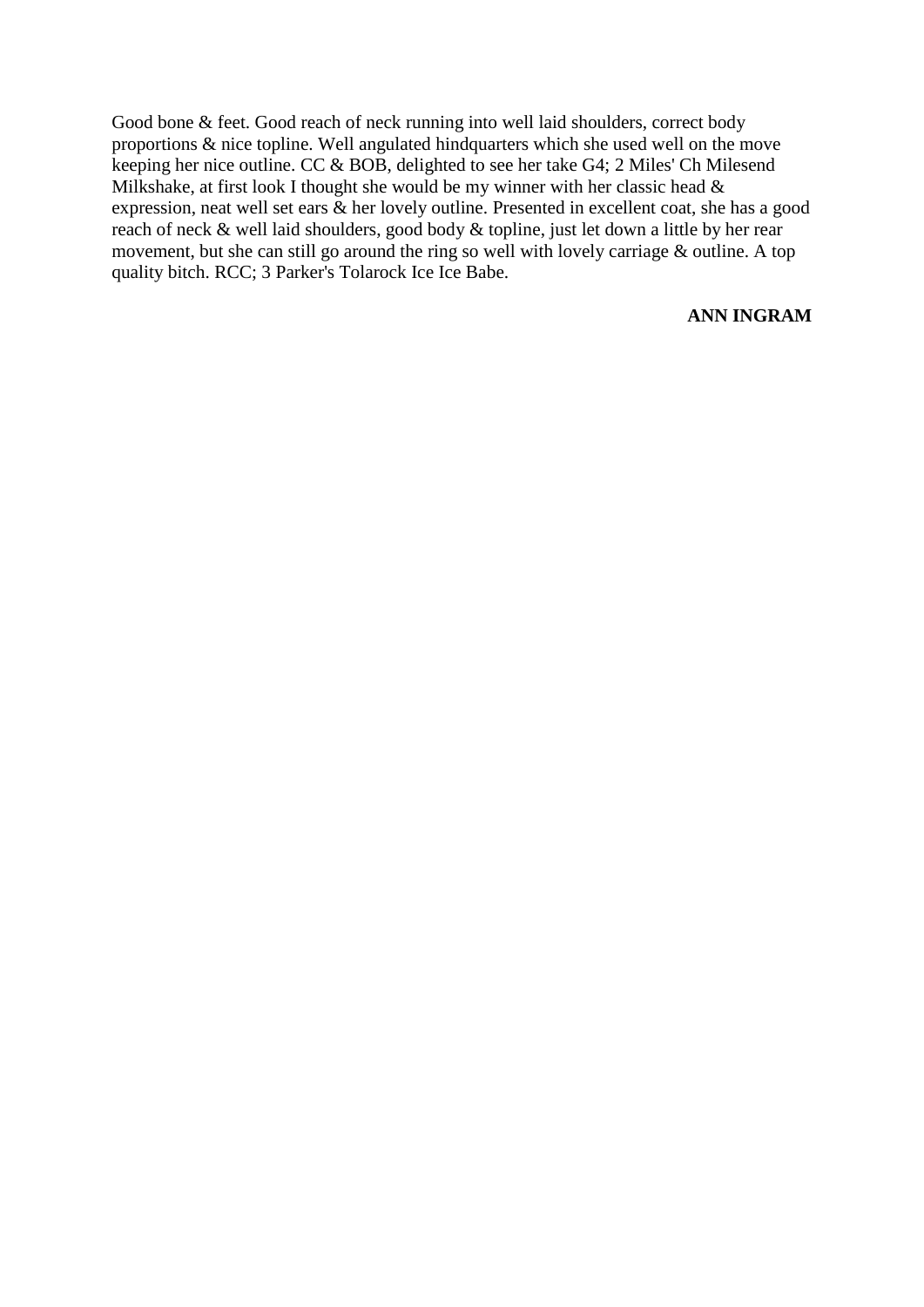Good bone & feet. Good reach of neck running into well laid shoulders, correct body proportions & nice topline. Well angulated hindquarters which she used well on the move keeping her nice outline. CC & BOB, delighted to see her take G4; 2 Miles' Ch Milesend Milkshake, at first look I thought she would be my winner with her classic head & expression, neat well set ears & her lovely outline. Presented in excellent coat, she has a good reach of neck & well laid shoulders, good body & topline, just let down a little by her rear movement, but she can still go around the ring so well with lovely carriage & outline. A top quality bitch. RCC; 3 Parker's Tolarock Ice Ice Babe.

**ANN INGRAM**